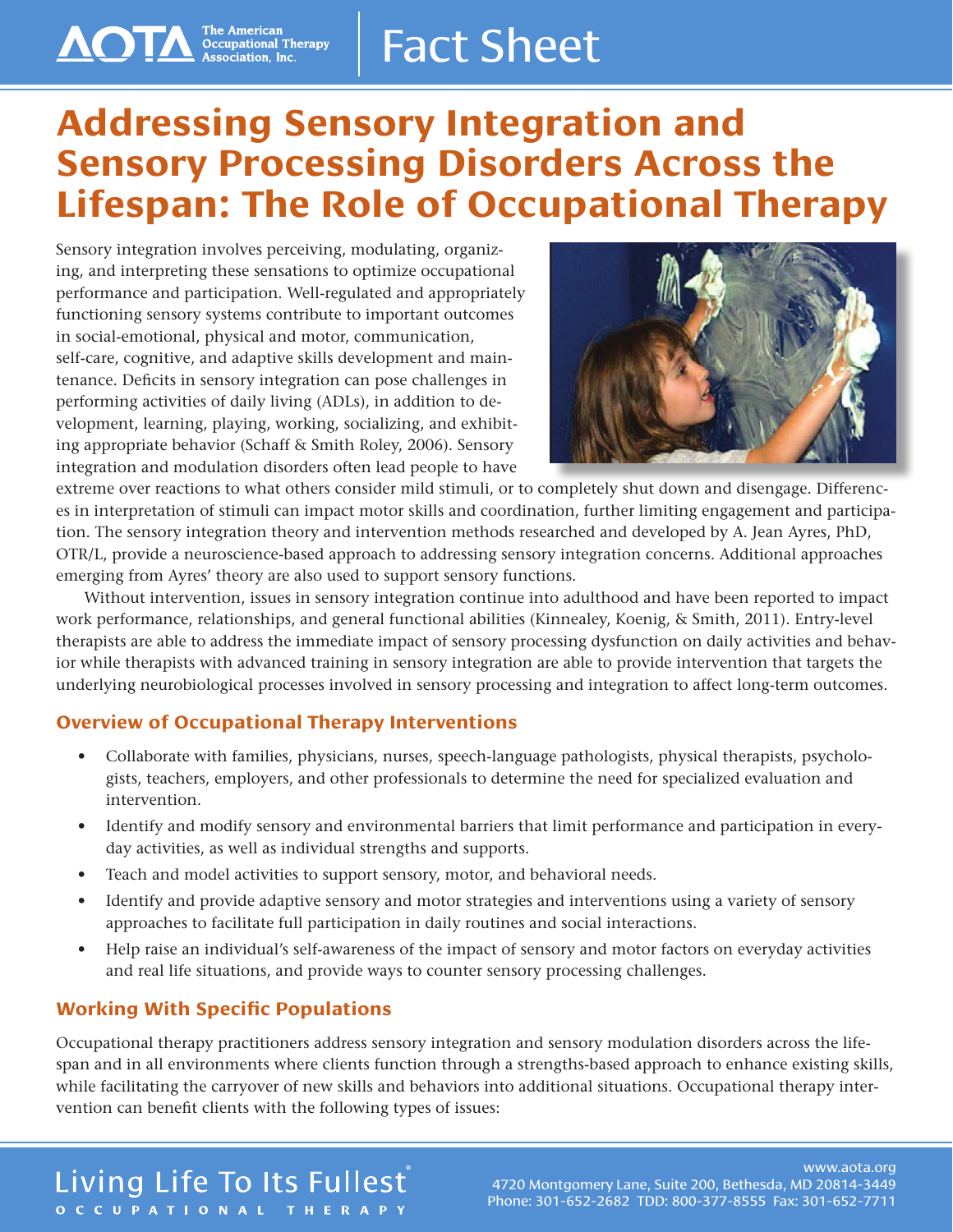AOTA The American Occupational Therapy Association, Inc.

Fact Sheet

# Addressing Sensory Integration and Sensory Processing Disorders Across the Lifespan: The Role of Occupational Therapy

Sensory integration involves perceiving, modulating, organizing, and interpreting these sensations to optimize occupational performance and participation. Well-regulated and appropriately functioning sensory systems contribute to important outcomes in social-emotional, physical and motor, communication, self-care, cognitive, and adaptive skills development and maintenance. Deficits in sensory integration can pose challenges in performing activities of daily living (ADLs), in addition to development, learning, playing, working, socializing, and exhibiting appropriate behavior (Schaff & Smith Roley, 2006). Sensory integration and modulation disorders often lead people to have extreme over reactions to what others consider mild stimuli, or to completely shut down and disengage. Differences in interpretation of stimuli can impact motor skills and coordination, further limiting engagement and participation. The sensory integration theory and intervention methods researched and developed by A. Jean Ayres, PhD, OTR/L, provide a neuroscience-based approach to addressing sensory integration concerns. Additional approaches emerging from Ayres' theory are also used to support sensory functions.

Without intervention, issues in sensory integration continue into adulthood and have been reported to impact work performance, relationships, and general functional abilities (Kinnealey, Koenig, & Smith, 2011). Entry-level therapists are able to address the immediate impact of sensory processing dysfunction on daily activities and behavior while therapists with advanced training in sensory integration are able to provide intervention that targets the underlying neurobiological processes involved in sensory processing and integration to affect long-term outcomes.

## Overview of Occupational Therapy Interventions

- Collaborate with families, physicians, nurses, speech-language pathologists, physical therapists, psychologists, teachers, employers, and other professionals to determine the need for specialized evaluation and intervention.
- Identify and modify sensory and environmental barriers that limit performance and participation in everyday activities, as well as individual strengths and supports.
- Teach and model activities to support sensory, motor, and behavioral needs.
- Identify and provide adaptive sensory and motor strategies and interventions using a variety of sensory approaches to facilitate full participation in daily routines and social interactions.
- Help raise an individual's self-awareness of the impact of sensory and motor factors on everyday activities and real life situations, and provide ways to counter sensory processing challenges.

## Working With Specific Populations

Occupational therapy practitioners address sensory integration and sensory modulation disorders across the lifespan and in all environments where clients function through a strengths-based approach to enhance existing skills, while facilitating the carryover of new skills and behaviors into additional situations. Occupational therapy intervention can benefit clients with the following types of issues:

Living Life To Its Fullest® OCCUPATIONAL THERAPY

www.aota.org
4720 Montgomery Lane, Suite 200, Bethesda, MD 20814-3449
Phone: 301-652-2682 TDD: 800-377-8555 Fax: 301-652-7711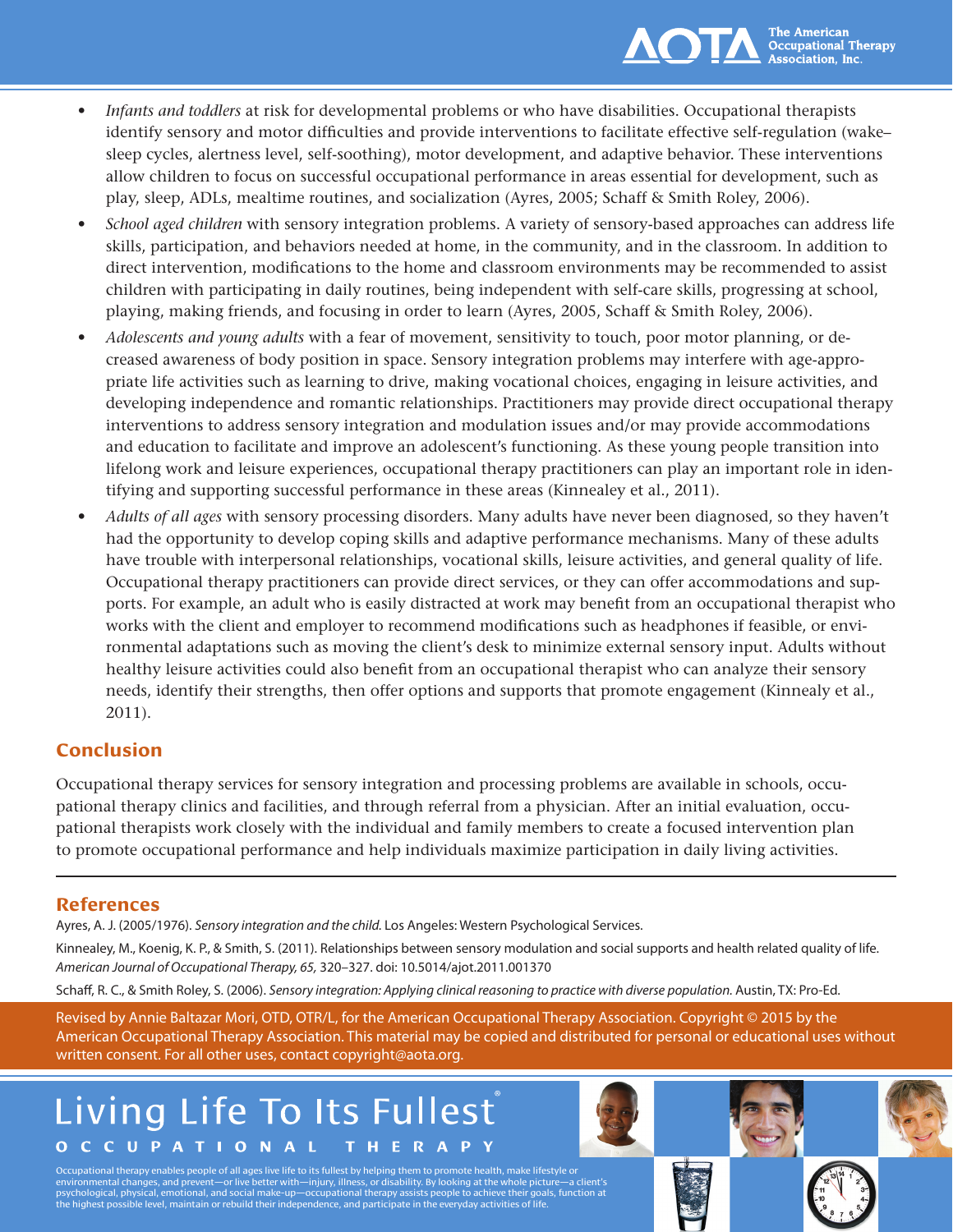- *Infants and toddlers* at risk for developmental problems or who have disabilities. Occupational therapists identify sensory and motor difficulties and provide interventions to facilitate effective self-regulation (wake–sleep cycles, alertness level, self-soothing), motor development, and adaptive behavior. These interventions allow children to focus on successful occupational performance in areas essential for development, such as play, sleep, ADLs, mealtime routines, and socialization (Ayres, 2005; Schaff & Smith Roley, 2006).
- *School aged children* with sensory integration problems. A variety of sensory-based approaches can address life skills, participation, and behaviors needed at home, in the community, and in the classroom. In addition to direct intervention, modifications to the home and classroom environments may be recommended to assist children with participating in daily routines, being independent with self-care skills, progressing at school, playing, making friends, and focusing in order to learn (Ayres, 2005, Schaff & Smith Roley, 2006).
- *Adolescents and young adults* with a fear of movement, sensitivity to touch, poor motor planning, or decreased awareness of body position in space. Sensory integration problems may interfere with age-appropriate life activities such as learning to drive, making vocational choices, engaging in leisure activities, and developing independence and romantic relationships. Practitioners may provide direct occupational therapy interventions to address sensory integration and modulation issues and/or may provide accommodations and education to facilitate and improve an adolescent's functioning. As these young people transition into lifelong work and leisure experiences, occupational therapy practitioners can play an important role in identifying and supporting successful performance in these areas (Kinnealey et al., 2011).
- *Adults of all ages* with sensory processing disorders. Many adults have never been diagnosed, so they haven't had the opportunity to develop coping skills and adaptive performance mechanisms. Many of these adults have trouble with interpersonal relationships, vocational skills, leisure activities, and general quality of life. Occupational therapy practitioners can provide direct services, or they can offer accommodations and supports. For example, an adult who is easily distracted at work may benefit from an occupational therapist who works with the client and employer to recommend modifications such as headphones if feasible, or environmental adaptations such as moving the client's desk to minimize external sensory input. Adults without healthy leisure activities could also benefit from an occupational therapist who can analyze their sensory needs, identify their strengths, then offer options and supports that promote engagement (Kinnealy et al., 2011).

## Conclusion

Occupational therapy services for sensory integration and processing problems are available in schools, occupational therapy clinics and facilities, and through referral from a physician. After an initial evaluation, occupational therapists work closely with the individual and family members to create a focused intervention plan to promote occupational performance and help individuals maximize participation in daily living activities.

## References

Ayres, A. J. (2005/1976). *Sensory integration and the child.* Los Angeles: Western Psychological Services.

Kinnealey, M., Koenig, K. P., & Smith, S. (2011). Relationships between sensory modulation and social supports and health related quality of life. *American Journal of Occupational Therapy, 65,* 320–327. doi: 10.5014/ajot.2011.001370

Schaff, R. C., & Smith Roley, S. (2006). *Sensory integration: Applying clinical reasoning to practice with diverse population.* Austin, TX: Pro-Ed.

Revised by Annie Baltazar Mori, OTD, OTR/L, for the American Occupational Therapy Association. Copyright © 2015 by the American Occupational Therapy Association. This material may be copied and distributed for personal or educational uses without written consent. For all other uses, contact copyright@aota.org.

Living Life To Its Fullest®

OCCUPATIONAL THERAPY

Occupational therapy enables people of all ages live life to its fullest by helping them to promote health, make lifestyle or environmental changes, and prevent—or live better with—injury, illness, or disability. By looking at the whole picture—a client's psychological, physical, emotional, and social make-up—occupational therapy assists people to achieve their goals, function at the highest possible level, maintain or rebuild their independence, and participate in the everyday activities of life.